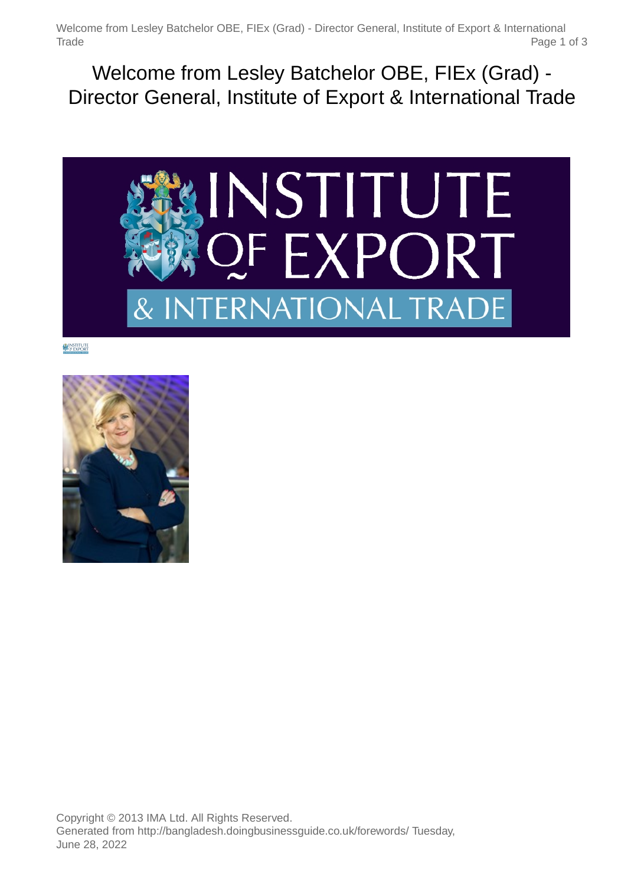# Welcome from Lesley Batchelor OBE, FIEx (Grad) - Director General, Institute of Export & International Trade

Copyright © 2013 IMA Ltd. All Rights Reserved.
Generated from http://bangladesh.doingbusinessguide.co.uk/forewords/ Tuesday, June 28, 2022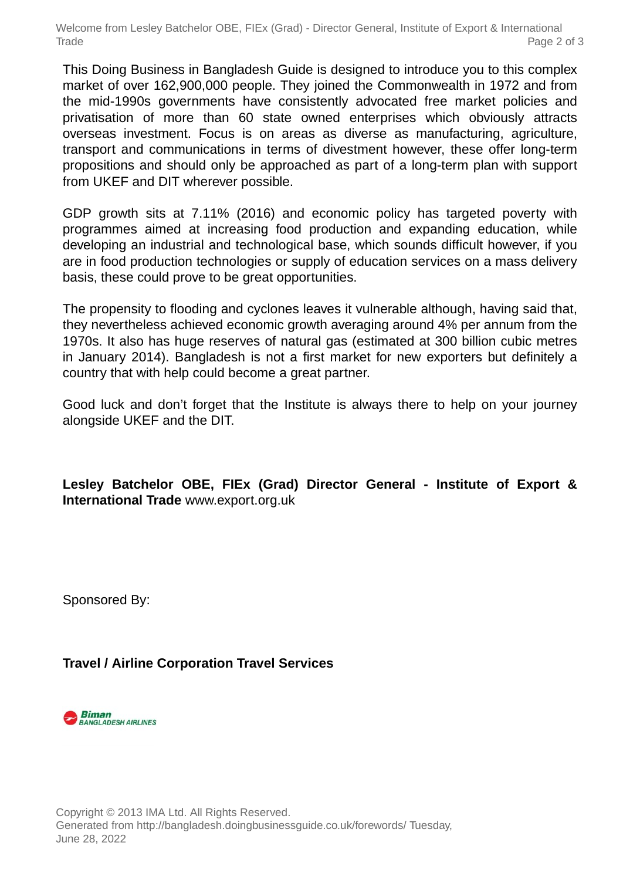This Doing Business in Bangladesh Guide is designed to introduce you to this complex market of over 162,900,000 people. They joined the Commonwealth in 1972 and from the mid-1990s governments have consistently advocated free market policies and privatisation of more than 60 state owned enterprises which obviously attracts overseas investment. Focus is on areas as diverse as manufacturing, agriculture, transport and communications in terms of divestment however, these offer long-term propositions and should only be approached as part of a long-term plan with support from UKEF and DIT wherever possible.

GDP growth sits at 7.11% (2016) and economic policy has targeted poverty with programmes aimed at increasing food production and expanding education, while developing an industrial and technological base, which sounds difficult however, if you are in food production technologies or supply of education services on a mass delivery basis, these could prove to be great opportunities.

The propensity to flooding and cyclones leaves it vulnerable although, having said that, they nevertheless achieved economic growth averaging around 4% per annum from the 1970s. It also has huge reserves of natural gas (estimated at 300 billion cubic metres in January 2014). Bangladesh is not a first market for new exporters but definitely a country that with help could become a great partner.

Good luck and don’t forget that the Institute is always there to help on your journey alongside UKEF and the DIT.

**Lesley Batchelor OBE, FIEx (Grad) Director General - Institute of Export & International Trade** www.export.org.uk

Sponsored By:

**Travel / Airline Corporation Travel Services**

Biman BANGLADESH AIRLINES

Copyright © 2013 IMA Ltd. All Rights Reserved.
Generated from http://bangladesh.doingbusinessguide.co.uk/forewords/ Tuesday, June 28, 2022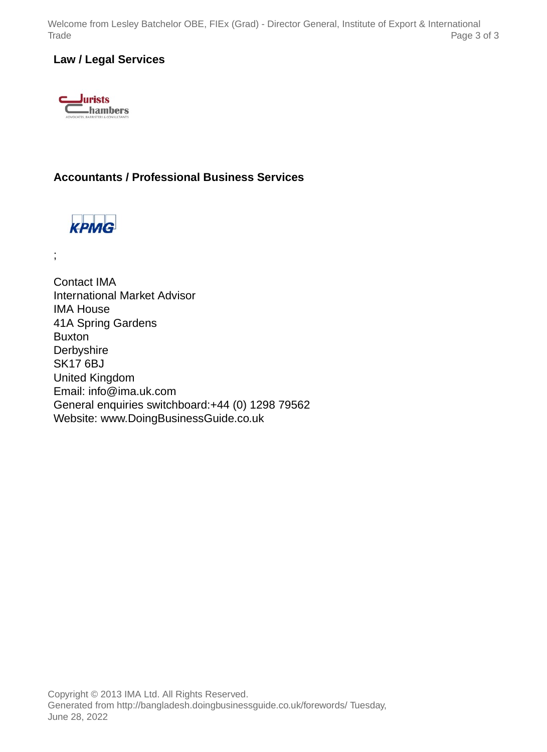### Law / Legal Services

### Accountants / Professional Business Services

;

Contact IMA
International Market Advisor
IMA House
41A Spring Gardens
Buxton
Derbyshire
SK17 6BJ
United Kingdom
Email: info@ima.uk.com
General enquiries switchboard:+44 (0) 1298 79562
Website: www.DoingBusinessGuide.co.uk

Copyright © 2013 IMA Ltd. All Rights Reserved.
Generated from http://bangladesh.doingbusinessguide.co.uk/forewords/ Tuesday, June 28, 2022